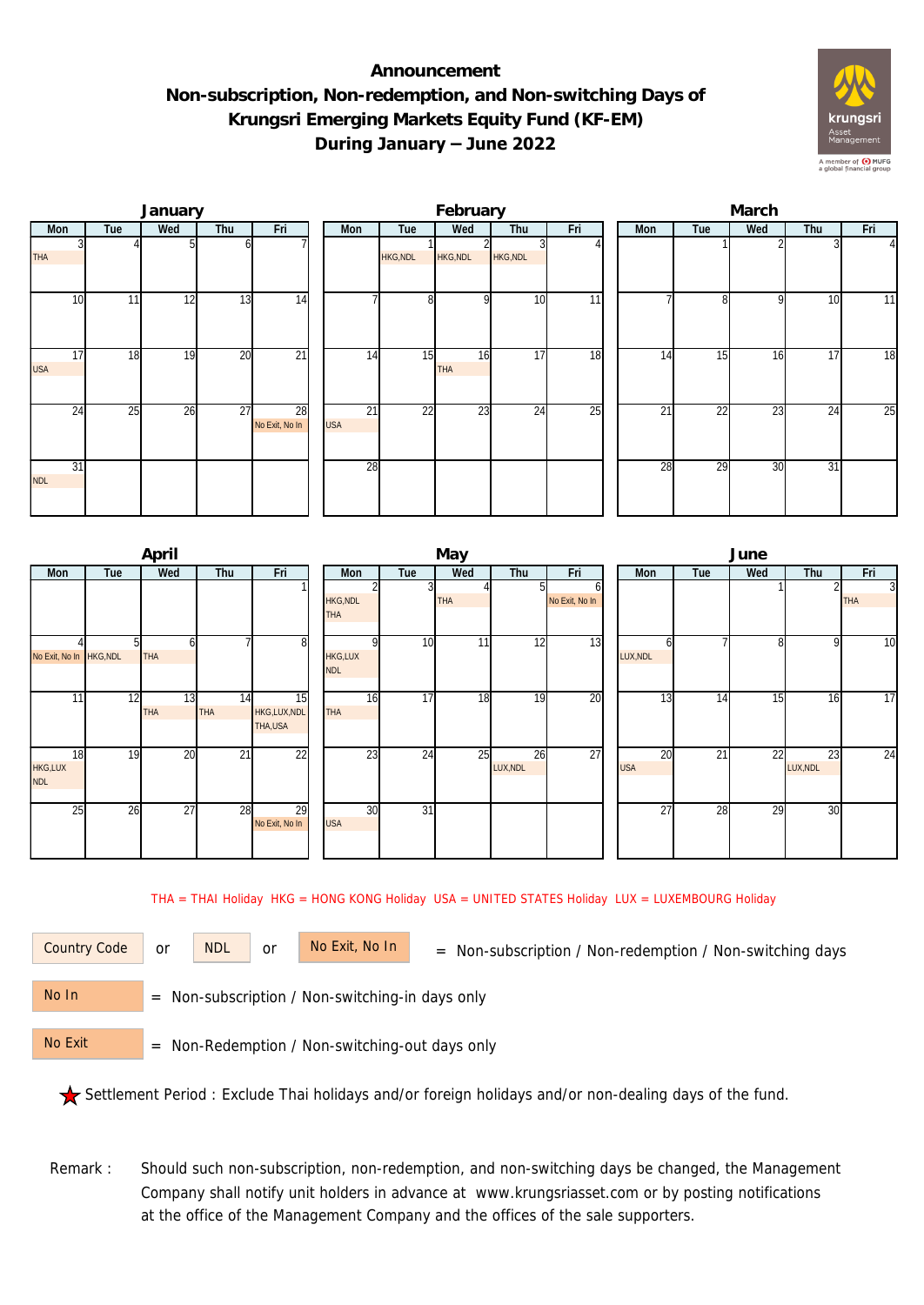# Announcement

## Non-subscription, Non-redemption, and Non-switching Days of Krungsri Emerging Markets Equity Fund (KF-EM) During January – June 2022

### January

| Mon | Tue | Wed | Thu | Fri |
|---|---|---|---|---|
| 3 THA | 4 | 5 | 6 | 7 |
| 10 | 11 | 12 | 13 | 14 |
| 17 USA | 18 | 19 | 20 | 21 |
| 24 | 25 | 26 | 27 | 28 No Exit, No In |
| 31 NDL | | | | |

### February

| Mon | Tue | Wed | Thu | Fri |
|---|---|---|---|---|
| | 1 HKG,NDL | 2 HKG,NDL | 3 HKG,NDL | 4 |
| 7 | 8 | 9 | 10 | 11 |
| 14 | 15 | 16 THA | 17 | 18 |
| 21 USA | 22 | 23 | 24 | 25 |
| 28 | | | | |

### March

| Mon | Tue | Wed | Thu | Fri |
|---|---|---|---|---|
| | 1 | 2 | 3 | 4 |
| 7 | 8 | 9 | 10 | 11 |
| 14 | 15 | 16 | 17 | 18 |
| 21 | 22 | 23 | 24 | 25 |
| 28 | 29 | 30 | 31 | |

### April

| Mon | Tue | Wed | Thu | Fri |
|---|---|---|---|---|
| | | | | 1 |
| 4 No Exit, No In | 5 HKG,NDL | 6 THA | 7 | 8 |
| 11 | 12 | 13 THA | 14 THA | 15 HKG,LUX,NDL THA,USA |
| 18 HKG,LUX NDL | 19 | 20 | 21 | 22 |
| 25 | 26 | 27 | 28 | 29 No Exit, No In |

### May

| Mon | Tue | Wed | Thu | Fri |
|---|---|---|---|---|
| 2 HKG,NDL THA | 3 | 4 THA | 5 | 6 No Exit, No In |
| 9 HKG,LUX NDL | 10 | 11 | 12 | 13 |
| 16 THA | 17 | 18 | 19 | 20 |
| 23 | 24 | 25 | 26 LUX,NDL | 27 |
| 30 USA | 31 | | | |

### June

| Mon | Tue | Wed | Thu | Fri |
|---|---|---|---|---|
| | | 1 | 2 | 3 THA |
| 6 LUX,NDL | 7 | 8 | 9 | 10 |
| 13 | 14 | 15 | 16 | 17 |
| 20 USA | 21 | 22 | 23 LUX,NDL | 24 |
| 27 | 28 | 29 | 30 | |

THA = THAI Holiday HKG = HONG KONG Holiday USA = UNITED STATES Holiday LUX = LUXEMBOURG Holiday

Country Code or NDL or No Exit, No In = Non-subscription / Non-redemption / Non-switching days

No In = Non-subscription / Non-switching-in days only

No Exit = Non-Redemption / Non-switching-out days only

★ Settlement Period : Exclude Thai holidays and/or foreign holidays and/or non-dealing days of the fund.

Remark : Should such non-subscription, non-redemption, and non-switching days be changed, the Management Company shall notify unit holders in advance at www.krungsriasset.com or by posting notifications at the office of the Management Company and the offices of the sale supporters.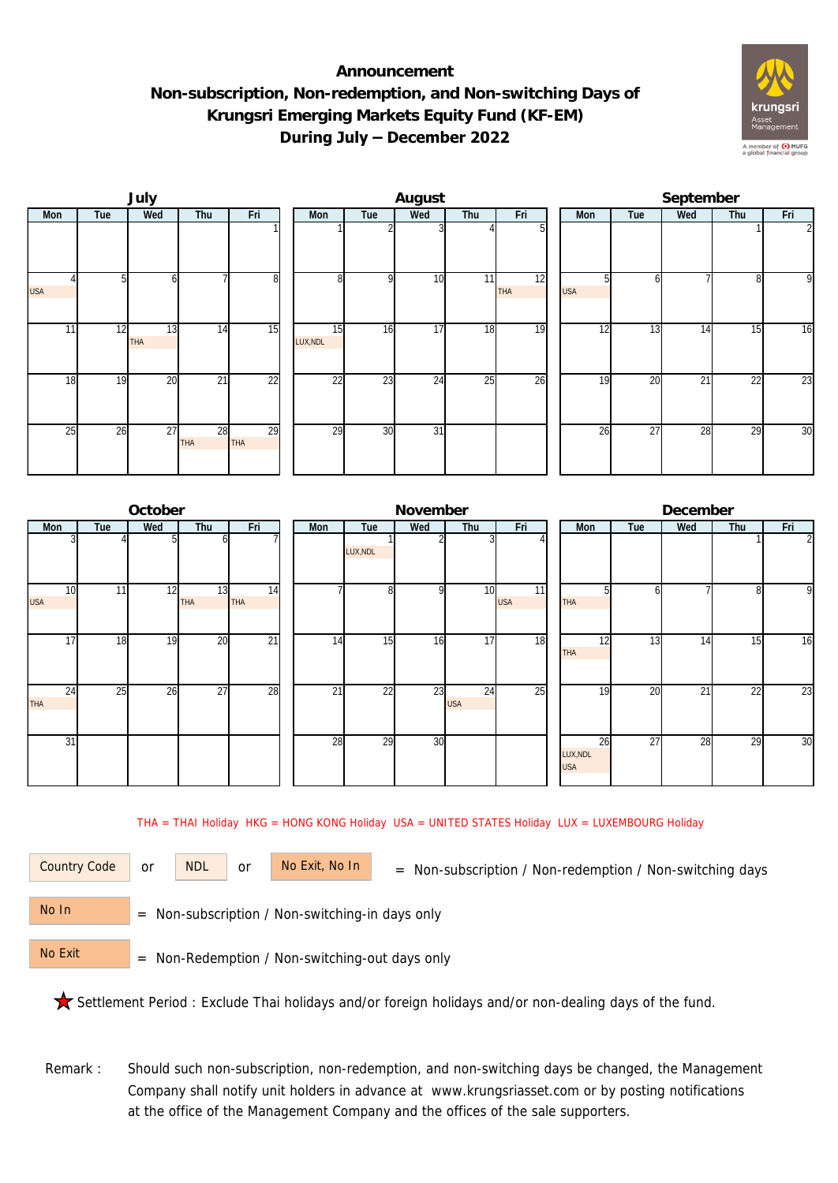# Announcement
## Non-subscription, Non-redemption, and Non-switching Days of Krungsri Emerging Markets Equity Fund (KF-EM) During July – December 2022

### July

| Mon | Tue | Wed | Thu | Fri |
|---|---|---|---|---|
| | | | | 1 |
| 4 USA | 5 | 6 | 7 | 8 |
| 11 | 12 | 13 THA | 14 | 15 |
| 18 | 19 | 20 | 21 | 22 |
| 25 | 26 | 27 | 28 THA | 29 THA |

### August

| Mon | Tue | Wed | Thu | Fri |
|---|---|---|---|---|
| 1 | 2 | 3 | 4 | 5 |
| 8 | 9 | 10 | 11 | 12 THA |
| 15 LUX,NDL | 16 | 17 | 18 | 19 |
| 22 | 23 | 24 | 25 | 26 |
| 29 | 30 | 31 | | |

### September

| Mon | Tue | Wed | Thu | Fri |
|---|---|---|---|---|
| | | | 1 | 2 |
| 5 USA | 6 | 7 | 8 | 9 |
| 12 | 13 | 14 | 15 | 16 |
| 19 | 20 | 21 | 22 | 23 |
| 26 | 27 | 28 | 29 | 30 |

### October

| Mon | Tue | Wed | Thu | Fri |
|---|---|---|---|---|
| 3 | 4 | 5 | 6 | 7 |
| 10 USA | 11 | 12 | 13 THA | 14 THA |
| 17 | 18 | 19 | 20 | 21 |
| 24 THA | 25 | 26 | 27 | 28 |
| 31 | | | | |

### November

| Mon | Tue | Wed | Thu | Fri |
|---|---|---|---|---|
| | 1 LUX,NDL | 2 | 3 | 4 |
| 7 | 8 | 9 | 10 | 11 USA |
| 14 | 15 | 16 | 17 | 18 |
| 21 | 22 | 23 | 24 USA | 25 |
| 28 | 29 | 30 | | |

### December

| Mon | Tue | Wed | Thu | Fri |
|---|---|---|---|---|
| | | | 1 | 2 |
| 5 THA | 6 | 7 | 8 | 9 |
| 12 THA | 13 | 14 | 15 | 16 |
| 19 | 20 | 21 | 22 | 23 |
| 26 LUX,NDL USA | 27 | 28 | 29 | 30 |

THA = THAI Holiday HKG = HONG KONG Holiday USA = UNITED STATES Holiday LUX = LUXEMBOURG Holiday

Country Code or NDL or No Exit, No In = Non-subscription / Non-redemption / Non-switching days

No In = Non-subscription / Non-switching-in days only

No Exit = Non-Redemption / Non-switching-out days only

★ Settlement Period : Exclude Thai holidays and/or foreign holidays and/or non-dealing days of the fund.

Remark : Should such non-subscription, non-redemption, and non-switching days be changed, the Management Company shall notify unit holders in advance at www.krungsriasset.com or by posting notifications at the office of the Management Company and the offices of the sale supporters.